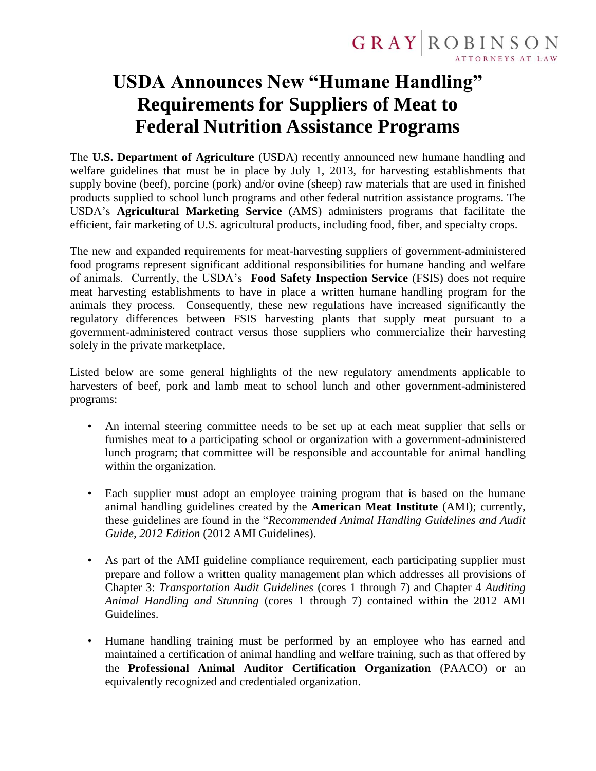GRAY | ROBINSON
ATTORNEYS AT LAW

# USDA Announces New "Humane Handling" Requirements for Suppliers of Meat to Federal Nutrition Assistance Programs

The **U.S. Department of Agriculture** (USDA) recently announced new humane handling and welfare guidelines that must be in place by July 1, 2013, for harvesting establishments that supply bovine (beef), porcine (pork) and/or ovine (sheep) raw materials that are used in finished products supplied to school lunch programs and other federal nutrition assistance programs. The USDA's **Agricultural Marketing Service** (AMS) administers programs that facilitate the efficient, fair marketing of U.S. agricultural products, including food, fiber, and specialty crops.

The new and expanded requirements for meat-harvesting suppliers of government-administered food programs represent significant additional responsibilities for humane handing and welfare of animals. Currently, the USDA's **Food Safety Inspection Service** (FSIS) does not require meat harvesting establishments to have in place a written humane handling program for the animals they process. Consequently, these new regulations have increased significantly the regulatory differences between FSIS harvesting plants that supply meat pursuant to a government-administered contract versus those suppliers who commercialize their harvesting solely in the private marketplace.

Listed below are some general highlights of the new regulatory amendments applicable to harvesters of beef, pork and lamb meat to school lunch and other government-administered programs:

- An internal steering committee needs to be set up at each meat supplier that sells or furnishes meat to a participating school or organization with a government-administered lunch program; that committee will be responsible and accountable for animal handling within the organization.

- Each supplier must adopt an employee training program that is based on the humane animal handling guidelines created by the **American Meat Institute** (AMI); currently, these guidelines are found in the "*Recommended Animal Handling Guidelines and Audit Guide, 2012 Edition* (2012 AMI Guidelines).

- As part of the AMI guideline compliance requirement, each participating supplier must prepare and follow a written quality management plan which addresses all provisions of Chapter 3: *Transportation Audit Guidelines* (cores 1 through 7) and Chapter 4 *Auditing Animal Handling and Stunning* (cores 1 through 7) contained within the 2012 AMI Guidelines.

- Humane handling training must be performed by an employee who has earned and maintained a certification of animal handling and welfare training, such as that offered by the **Professional Animal Auditor Certification Organization** (PAACO) or an equivalently recognized and credentialed organization.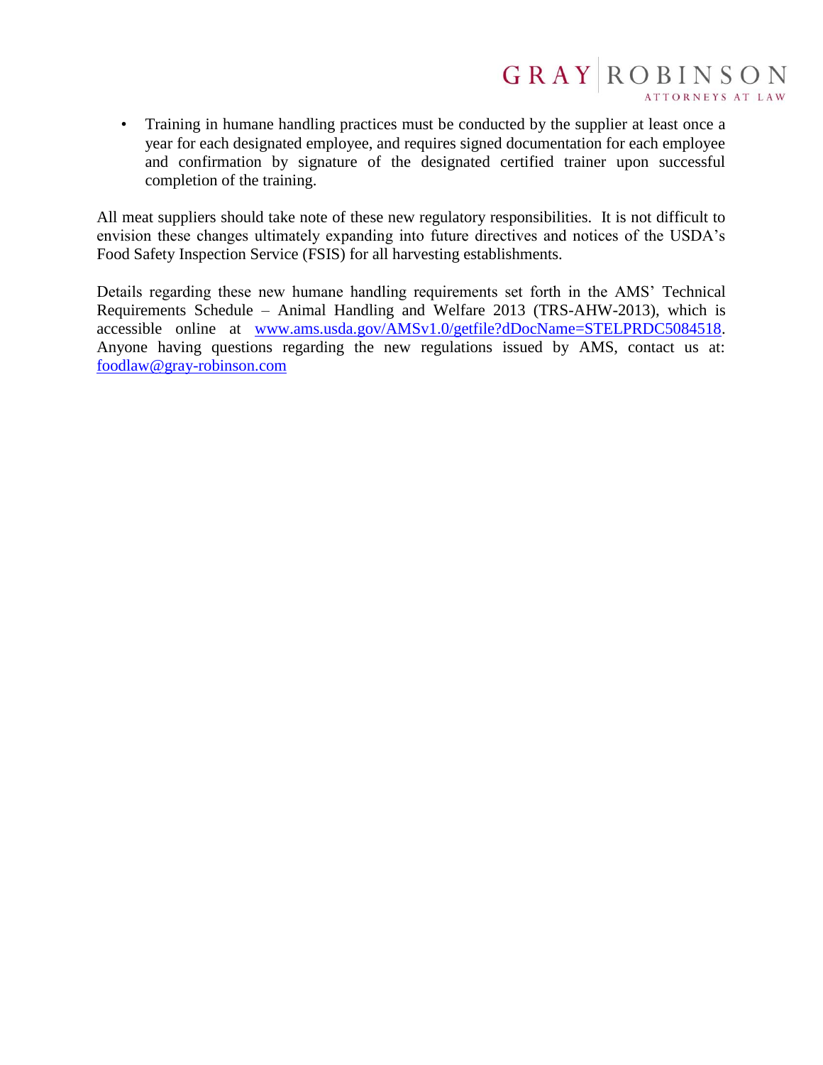- Training in humane handling practices must be conducted by the supplier at least once a year for each designated employee, and requires signed documentation for each employee and confirmation by signature of the designated certified trainer upon successful completion of the training.

All meat suppliers should take note of these new regulatory responsibilities. It is not difficult to envision these changes ultimately expanding into future directives and notices of the USDA's Food Safety Inspection Service (FSIS) for all harvesting establishments.

Details regarding these new humane handling requirements set forth in the AMS' Technical Requirements Schedule – Animal Handling and Welfare 2013 (TRS-AHW-2013), which is accessible online at [www.ams.usda.gov/AMSv1.0/getfile?dDocName=STELPRDC5084518](www.ams.usda.gov/AMSv1.0/getfile?dDocName=STELPRDC5084518). Anyone having questions regarding the new regulations issued by AMS, contact us at: [foodlaw@gray-robinson.com](mailto:foodlaw@gray-robinson.com)